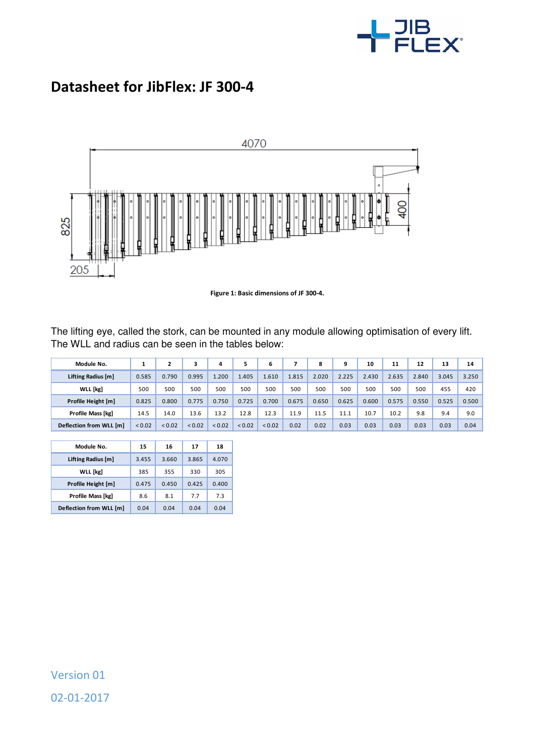# Datasheet for JibFlex: JF 300-4

Figure 1: Basic dimensions of JF 300-4.

The lifting eye, called the stork, can be mounted in any module allowing optimisation of every lift. The WLL and radius can be seen in the tables below:

| Module No. | 1 | 2 | 3 | 4 | 5 | 6 | 7 | 8 | 9 | 10 | 11 | 12 | 13 | 14 |
|---|---|---|---|---|---|---|---|---|---|---|---|---|---|---|
| Lifting Radius [m] | 0.585 | 0.790 | 0.995 | 1.200 | 1.405 | 1.610 | 1.815 | 2.020 | 2.225 | 2.430 | 2.635 | 2.840 | 3.045 | 3.250 |
| WLL [kg] | 500 | 500 | 500 | 500 | 500 | 500 | 500 | 500 | 500 | 500 | 500 | 500 | 455 | 420 |
| Profile Height [m] | 0.825 | 0.800 | 0.775 | 0.750 | 0.725 | 0.700 | 0.675 | 0.650 | 0.625 | 0.600 | 0.575 | 0.550 | 0.525 | 0.500 |
| Profile Mass [kg] | 14.5 | 14.0 | 13.6 | 13.2 | 12.8 | 12.3 | 11.9 | 11.5 | 11.1 | 10.7 | 10.2 | 9.8 | 9.4 | 9.0 |
| Deflection from WLL [m] | < 0.02 | < 0.02 | < 0.02 | < 0.02 | < 0.02 | < 0.02 | 0.02 | 0.02 | 0.03 | 0.03 | 0.03 | 0.03 | 0.03 | 0.04 |

| Module No. | 15 | 16 | 17 | 18 |
|---|---|---|---|---|
| Lifting Radius [m] | 3.455 | 3.660 | 3.865 | 4.070 |
| WLL [kg] | 385 | 355 | 330 | 305 |
| Profile Height [m] | 0.475 | 0.450 | 0.425 | 0.400 |
| Profile Mass [kg] | 8.6 | 8.1 | 7.7 | 7.3 |
| Deflection from WLL [m] | 0.04 | 0.04 | 0.04 | 0.04 |

Version 01

02-01-2017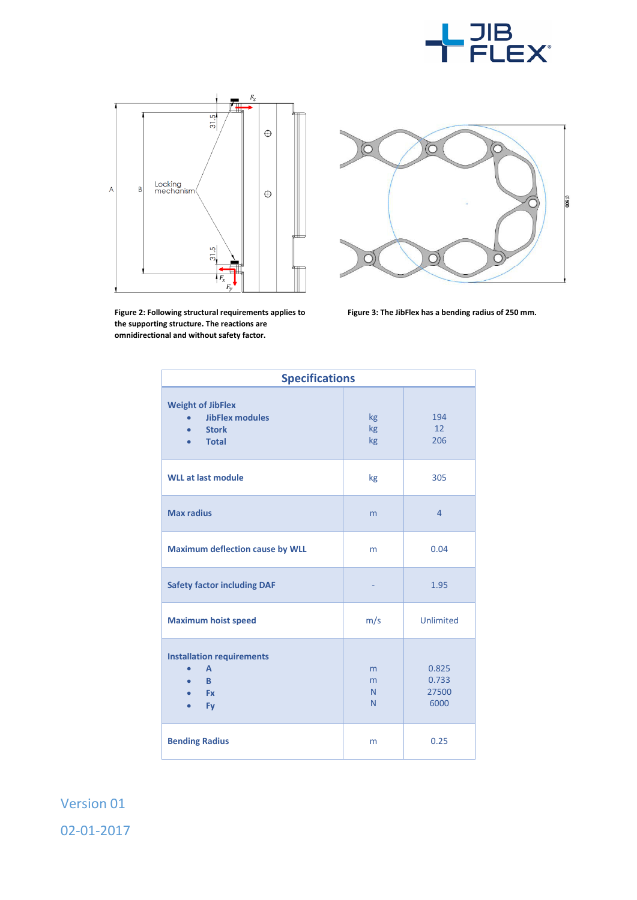Locking mechanism

A

B

31.5

31.5

$F_x$

$F_x$

$F_y$

Ø 500

**Figure 2: Following structural requirements applies to the supporting structure. The reactions are omnidirectional and without safety factor.**

**Figure 3: The JibFlex has a bending radius of 250 mm.**

| Specifications | | |
|---|---|---|
| **Weight of JibFlex**<br>• **JibFlex modules**<br>• **Stork**<br>• **Total** | kg<br>kg<br>kg | 194<br>12<br>206 |
| **WLL at last module** | kg | 305 |
| **Max radius** | m | 4 |
| **Maximum deflection cause by WLL** | m | 0.04 |
| **Safety factor including DAF** | - | 1.95 |
| **Maximum hoist speed** | m/s | Unlimited |
| **Installation requirements**<br>• **A**<br>• **B**<br>• **Fx**<br>• **Fy** | m<br>m<br>N<br>N | 0.825<br>0.733<br>27500<br>6000 |
| **Bending Radius** | m | 0.25 |

Version 01

02-01-2017